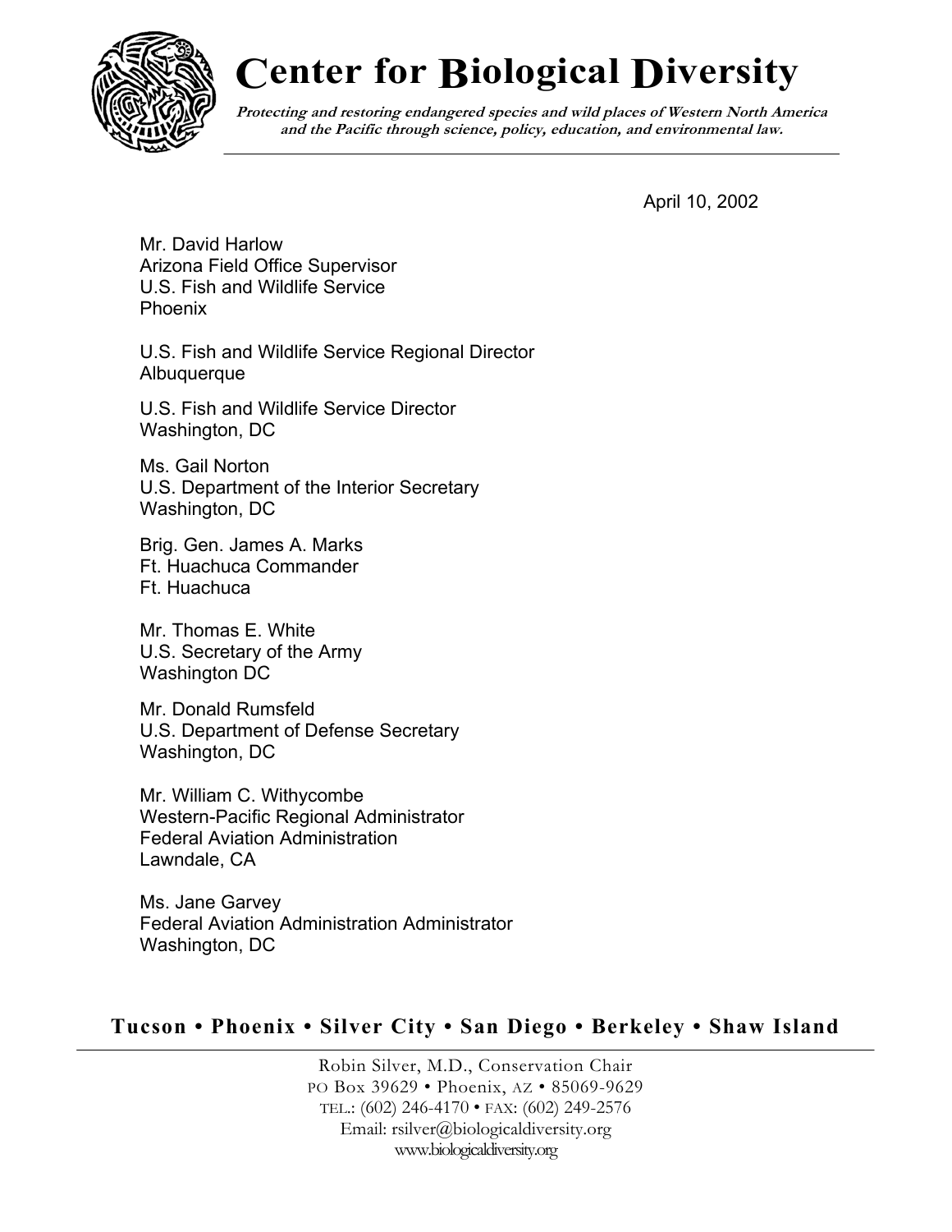# Center for Biological Diversity

***Protecting and restoring endangered species and wild places of Western North America and the Pacific through science, policy, education, and environmental law.***

April 10, 2002

Mr. David Harlow
Arizona Field Office Supervisor
U.S. Fish and Wildlife Service
Phoenix

U.S. Fish and Wildlife Service Regional Director
Albuquerque

U.S. Fish and Wildlife Service Director
Washington, DC

Ms. Gail Norton
U.S. Department of the Interior Secretary
Washington, DC

Brig. Gen. James A. Marks
Ft. Huachuca Commander
Ft. Huachuca

Mr. Thomas E. White
U.S. Secretary of the Army
Washington DC

Mr. Donald Rumsfeld
U.S. Department of Defense Secretary
Washington, DC

Mr. William C. Withycombe
Western-Pacific Regional Administrator
Federal Aviation Administration
Lawndale, CA

Ms. Jane Garvey
Federal Aviation Administration Administrator
Washington, DC

**Tucson • Phoenix • Silver City • San Diego • Berkeley • Shaw Island**

Robin Silver, M.D., Conservation Chair
PO Box 39629 • Phoenix, AZ • 85069-9629
TEL.: (602) 246-4170 • FAX: (602) 249-2576
Email: rsilver@biologicaldiversity.org
www.biologicaldiversity.org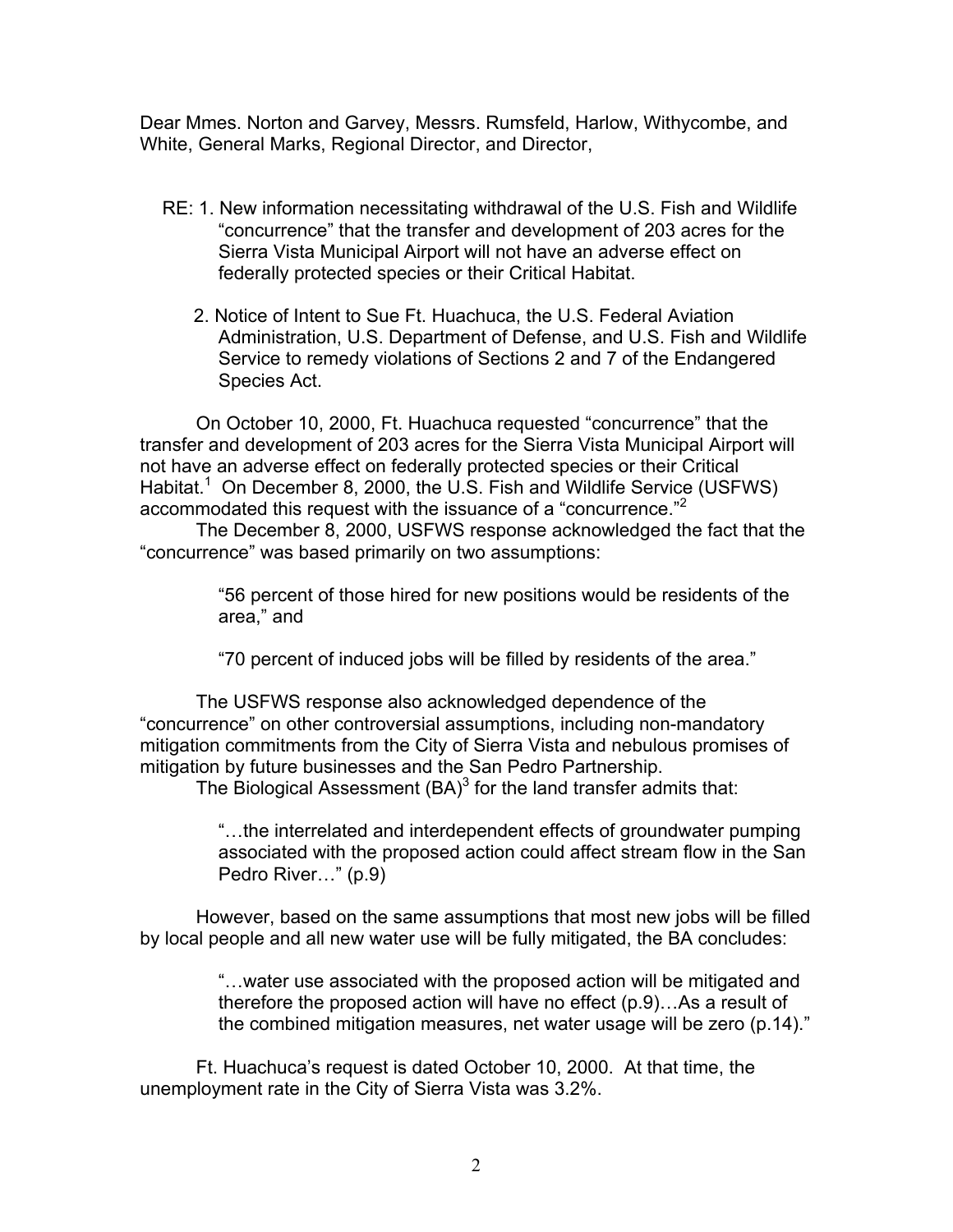Dear Mmes. Norton and Garvey, Messrs. Rumsfeld, Harlow, Withycombe, and White, General Marks, Regional Director, and Director,

RE: 1. New information necessitating withdrawal of the U.S. Fish and Wildlife "concurrence" that the transfer and development of 203 acres for the Sierra Vista Municipal Airport will not have an adverse effect on federally protected species or their Critical Habitat.

2. Notice of Intent to Sue Ft. Huachuca, the U.S. Federal Aviation Administration, U.S. Department of Defense, and U.S. Fish and Wildlife Service to remedy violations of Sections 2 and 7 of the Endangered Species Act.

On October 10, 2000, Ft. Huachuca requested "concurrence" that the transfer and development of 203 acres for the Sierra Vista Municipal Airport will not have an adverse effect on federally protected species or their Critical Habitat.[1] On December 8, 2000, the U.S. Fish and Wildlife Service (USFWS) accommodated this request with the issuance of a "concurrence."[2]

The December 8, 2000, USFWS response acknowledged the fact that the "concurrence" was based primarily on two assumptions:

> "56 percent of those hired for new positions would be residents of the area," and
>
> "70 percent of induced jobs will be filled by residents of the area."

The USFWS response also acknowledged dependence of the "concurrence" on other controversial assumptions, including non-mandatory mitigation commitments from the City of Sierra Vista and nebulous promises of mitigation by future businesses and the San Pedro Partnership.

The Biological Assessment (BA)[3] for the land transfer admits that:

> "…the interrelated and interdependent effects of groundwater pumping associated with the proposed action could affect stream flow in the San Pedro River…" (p.9)

However, based on the same assumptions that most new jobs will be filled by local people and all new water use will be fully mitigated, the BA concludes:

> "…water use associated with the proposed action will be mitigated and therefore the proposed action will have no effect (p.9)…As a result of the combined mitigation measures, net water usage will be zero (p.14)."

Ft. Huachuca's request is dated October 10, 2000. At that time, the unemployment rate in the City of Sierra Vista was 3.2%.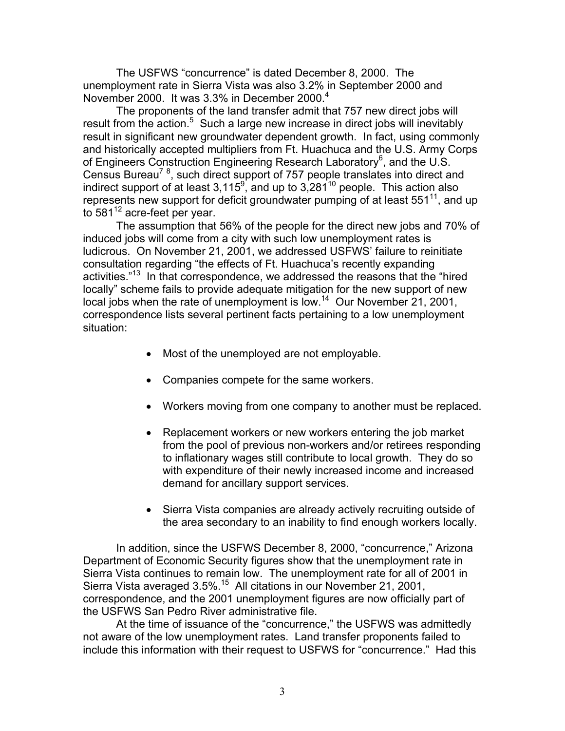The USFWS "concurrence" is dated December 8, 2000. The unemployment rate in Sierra Vista was also 3.2% in September 2000 and November 2000. It was 3.3% in December 2000.[4]

The proponents of the land transfer admit that 757 new direct jobs will result from the action.[5] Such a large new increase in direct jobs will inevitably result in significant new groundwater dependent growth. In fact, using commonly and historically accepted multipliers from Ft. Huachuca and the U.S. Army Corps of Engineers Construction Engineering Research Laboratory[6], and the U.S. Census Bureau[7] [8], such direct support of 757 people translates into direct and indirect support of at least 3,115[9], and up to 3,281[10] people. This action also represents new support for deficit groundwater pumping of at least 551[11], and up to 581[12] acre-feet per year.

The assumption that 56% of the people for the direct new jobs and 70% of induced jobs will come from a city with such low unemployment rates is ludicrous. On November 21, 2001, we addressed USFWS' failure to reinitiate consultation regarding "the effects of Ft. Huachuca's recently expanding activities."[13] In that correspondence, we addressed the reasons that the "hired locally" scheme fails to provide adequate mitigation for the new support of new local jobs when the rate of unemployment is low.[14] Our November 21, 2001, correspondence lists several pertinent facts pertaining to a low unemployment situation:

- Most of the unemployed are not employable.
- Companies compete for the same workers.
- Workers moving from one company to another must be replaced.
- Replacement workers or new workers entering the job market from the pool of previous non-workers and/or retirees responding to inflationary wages still contribute to local growth. They do so with expenditure of their newly increased income and increased demand for ancillary support services.
- Sierra Vista companies are already actively recruiting outside of the area secondary to an inability to find enough workers locally.

In addition, since the USFWS December 8, 2000, "concurrence," Arizona Department of Economic Security figures show that the unemployment rate in Sierra Vista continues to remain low. The unemployment rate for all of 2001 in Sierra Vista averaged 3.5%.[15] All citations in our November 21, 2001, correspondence, and the 2001 unemployment figures are now officially part of the USFWS San Pedro River administrative file.

At the time of issuance of the "concurrence," the USFWS was admittedly not aware of the low unemployment rates. Land transfer proponents failed to include this information with their request to USFWS for "concurrence." Had this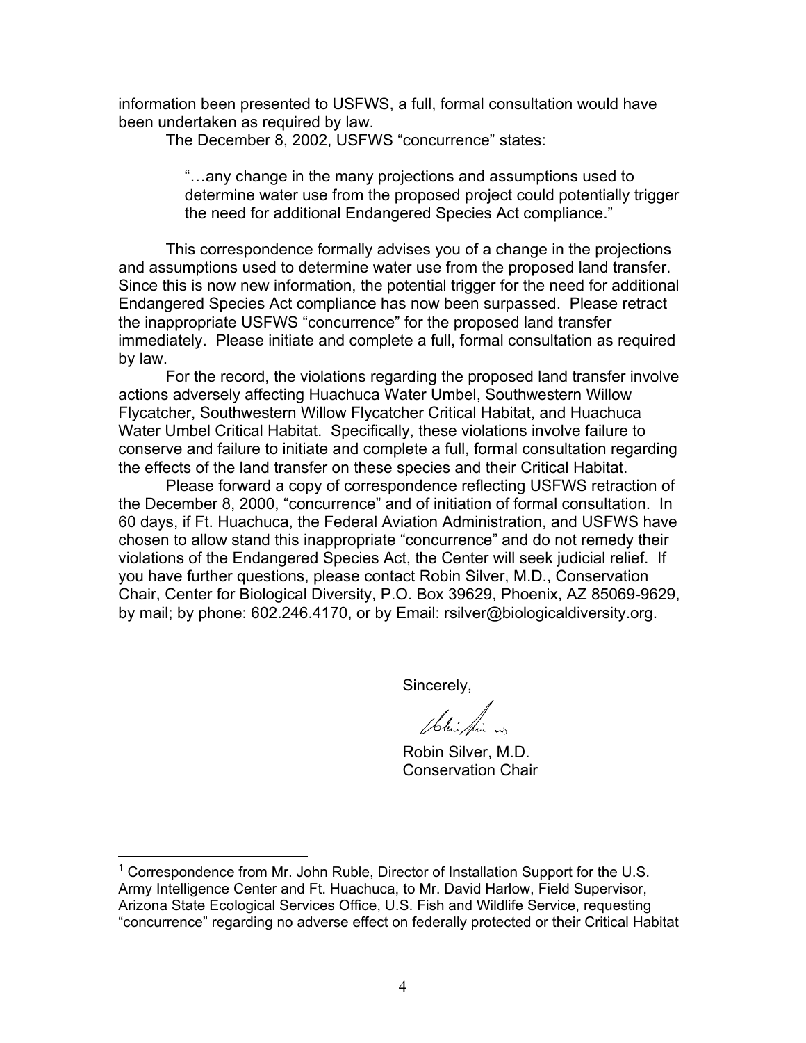information been presented to USFWS, a full, formal consultation would have been undertaken as required by law.

The December 8, 2002, USFWS "concurrence" states:

> "…any change in the many projections and assumptions used to determine water use from the proposed project could potentially trigger the need for additional Endangered Species Act compliance."

This correspondence formally advises you of a change in the projections and assumptions used to determine water use from the proposed land transfer. Since this is now new information, the potential trigger for the need for additional Endangered Species Act compliance has now been surpassed. Please retract the inappropriate USFWS "concurrence" for the proposed land transfer immediately. Please initiate and complete a full, formal consultation as required by law.

For the record, the violations regarding the proposed land transfer involve actions adversely affecting Huachuca Water Umbel, Southwestern Willow Flycatcher, Southwestern Willow Flycatcher Critical Habitat, and Huachuca Water Umbel Critical Habitat. Specifically, these violations involve failure to conserve and failure to initiate and complete a full, formal consultation regarding the effects of the land transfer on these species and their Critical Habitat.

Please forward a copy of correspondence reflecting USFWS retraction of the December 8, 2000, "concurrence" and of initiation of formal consultation. In 60 days, if Ft. Huachuca, the Federal Aviation Administration, and USFWS have chosen to allow stand this inappropriate "concurrence" and do not remedy their violations of the Endangered Species Act, the Center will seek judicial relief. If you have further questions, please contact Robin Silver, M.D., Conservation Chair, Center for Biological Diversity, P.O. Box 39629, Phoenix, AZ 85069-9629, by mail; by phone: 602.246.4170, or by Email: rsilver@biologicaldiversity.org.

Sincerely,

Robin Silver, M.D.
Conservation Chair

---

[1] Correspondence from Mr. John Ruble, Director of Installation Support for the U.S. Army Intelligence Center and Ft. Huachuca, to Mr. David Harlow, Field Supervisor, Arizona State Ecological Services Office, U.S. Fish and Wildlife Service, requesting "concurrence" regarding no adverse effect on federally protected or their Critical Habitat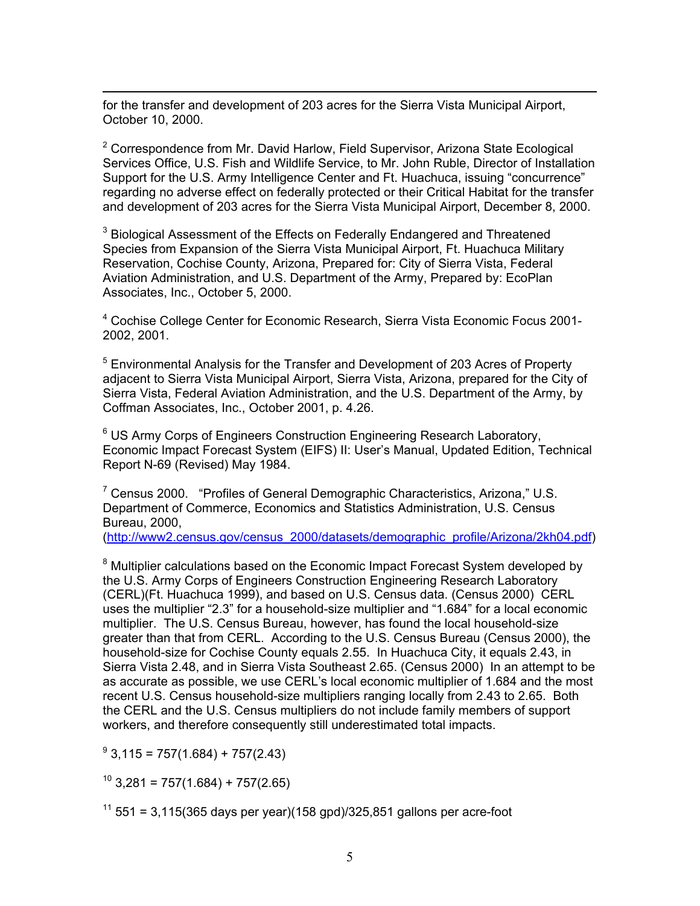for the transfer and development of 203 acres for the Sierra Vista Municipal Airport, October 10, 2000.

[2] Correspondence from Mr. David Harlow, Field Supervisor, Arizona State Ecological Services Office, U.S. Fish and Wildlife Service, to Mr. John Ruble, Director of Installation Support for the U.S. Army Intelligence Center and Ft. Huachuca, issuing "concurrence" regarding no adverse effect on federally protected or their Critical Habitat for the transfer and development of 203 acres for the Sierra Vista Municipal Airport, December 8, 2000.

[3] Biological Assessment of the Effects on Federally Endangered and Threatened Species from Expansion of the Sierra Vista Municipal Airport, Ft. Huachuca Military Reservation, Cochise County, Arizona, Prepared for: City of Sierra Vista, Federal Aviation Administration, and U.S. Department of the Army, Prepared by: EcoPlan Associates, Inc., October 5, 2000.

[4] Cochise College Center for Economic Research, Sierra Vista Economic Focus 2001-2002, 2001.

[5] Environmental Analysis for the Transfer and Development of 203 Acres of Property adjacent to Sierra Vista Municipal Airport, Sierra Vista, Arizona, prepared for the City of Sierra Vista, Federal Aviation Administration, and the U.S. Department of the Army, by Coffman Associates, Inc., October 2001, p. 4.26.

[6] US Army Corps of Engineers Construction Engineering Research Laboratory, Economic Impact Forecast System (EIFS) II: User's Manual, Updated Edition, Technical Report N-69 (Revised) May 1984.

[7] Census 2000. "Profiles of General Demographic Characteristics, Arizona," U.S. Department of Commerce, Economics and Statistics Administration, U.S. Census Bureau, 2000, (http://www2.census.gov/census_2000/datasets/demographic_profile/Arizona/2kh04.pdf)

[8] Multiplier calculations based on the Economic Impact Forecast System developed by the U.S. Army Corps of Engineers Construction Engineering Research Laboratory (CERL)(Ft. Huachuca 1999), and based on U.S. Census data. (Census 2000) CERL uses the multiplier "2.3" for a household-size multiplier and "1.684" for a local economic multiplier. The U.S. Census Bureau, however, has found the local household-size greater than that from CERL. According to the U.S. Census Bureau (Census 2000), the household-size for Cochise County equals 2.55. In Huachuca City, it equals 2.43, in Sierra Vista 2.48, and in Sierra Vista Southeast 2.65. (Census 2000) In an attempt to be as accurate as possible, we use CERL's local economic multiplier of 1.684 and the most recent U.S. Census household-size multipliers ranging locally from 2.43 to 2.65. Both the CERL and the U.S. Census multipliers do not include family members of support workers, and therefore consequently still underestimated total impacts.

[9] 3,115 = 757(1.684) + 757(2.43)

[10] 3,281 = 757(1.684) + 757(2.65)

[11] 551 = 3,115(365 days per year)(158 gpd)/325,851 gallons per acre-foot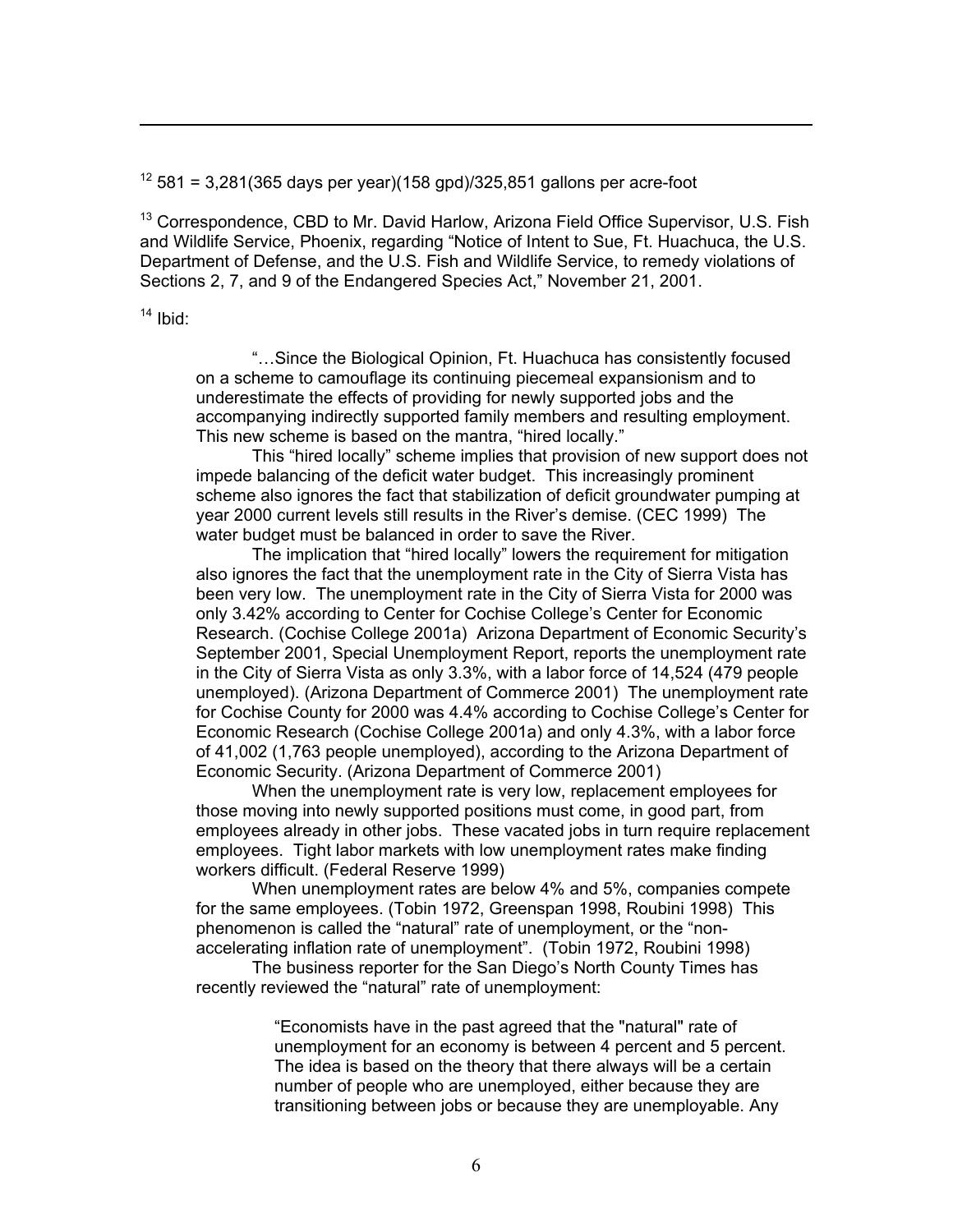[12] 581 = 3,281(365 days per year)(158 gpd)/325,851 gallons per acre-foot

[13] Correspondence, CBD to Mr. David Harlow, Arizona Field Office Supervisor, U.S. Fish and Wildlife Service, Phoenix, regarding "Notice of Intent to Sue, Ft. Huachuca, the U.S. Department of Defense, and the U.S. Fish and Wildlife Service, to remedy violations of Sections 2, 7, and 9 of the Endangered Species Act," November 21, 2001.

[14] Ibid:

> "…Since the Biological Opinion, Ft. Huachuca has consistently focused on a scheme to camouflage its continuing piecemeal expansionism and to underestimate the effects of providing for newly supported jobs and the accompanying indirectly supported family members and resulting employment. This new scheme is based on the mantra, "hired locally."
>
> This "hired locally" scheme implies that provision of new support does not impede balancing of the deficit water budget. This increasingly prominent scheme also ignores the fact that stabilization of deficit groundwater pumping at year 2000 current levels still results in the River's demise. (CEC 1999) The water budget must be balanced in order to save the River.
>
> The implication that "hired locally" lowers the requirement for mitigation also ignores the fact that the unemployment rate in the City of Sierra Vista has been very low. The unemployment rate in the City of Sierra Vista for 2000 was only 3.42% according to Center for Cochise College's Center for Economic Research. (Cochise College 2001a) Arizona Department of Economic Security's September 2001, Special Unemployment Report, reports the unemployment rate in the City of Sierra Vista as only 3.3%, with a labor force of 14,524 (479 people unemployed). (Arizona Department of Commerce 2001) The unemployment rate for Cochise County for 2000 was 4.4% according to Cochise College's Center for Economic Research (Cochise College 2001a) and only 4.3%, with a labor force of 41,002 (1,763 people unemployed), according to the Arizona Department of Economic Security. (Arizona Department of Commerce 2001)
>
> When the unemployment rate is very low, replacement employees for those moving into newly supported positions must come, in good part, from employees already in other jobs. These vacated jobs in turn require replacement employees. Tight labor markets with low unemployment rates make finding workers difficult. (Federal Reserve 1999)
>
> When unemployment rates are below 4% and 5%, companies compete for the same employees. (Tobin 1972, Greenspan 1998, Roubini 1998) This phenomenon is called the "natural" rate of unemployment, or the "non-accelerating inflation rate of unemployment". (Tobin 1972, Roubini 1998)
>
> The business reporter for the San Diego's North County Times has recently reviewed the "natural" rate of unemployment:
>
> > "Economists have in the past agreed that the "natural" rate of unemployment for an economy is between 4 percent and 5 percent. The idea is based on the theory that there always will be a certain number of people who are unemployed, either because they are transitioning between jobs or because they are unemployable. Any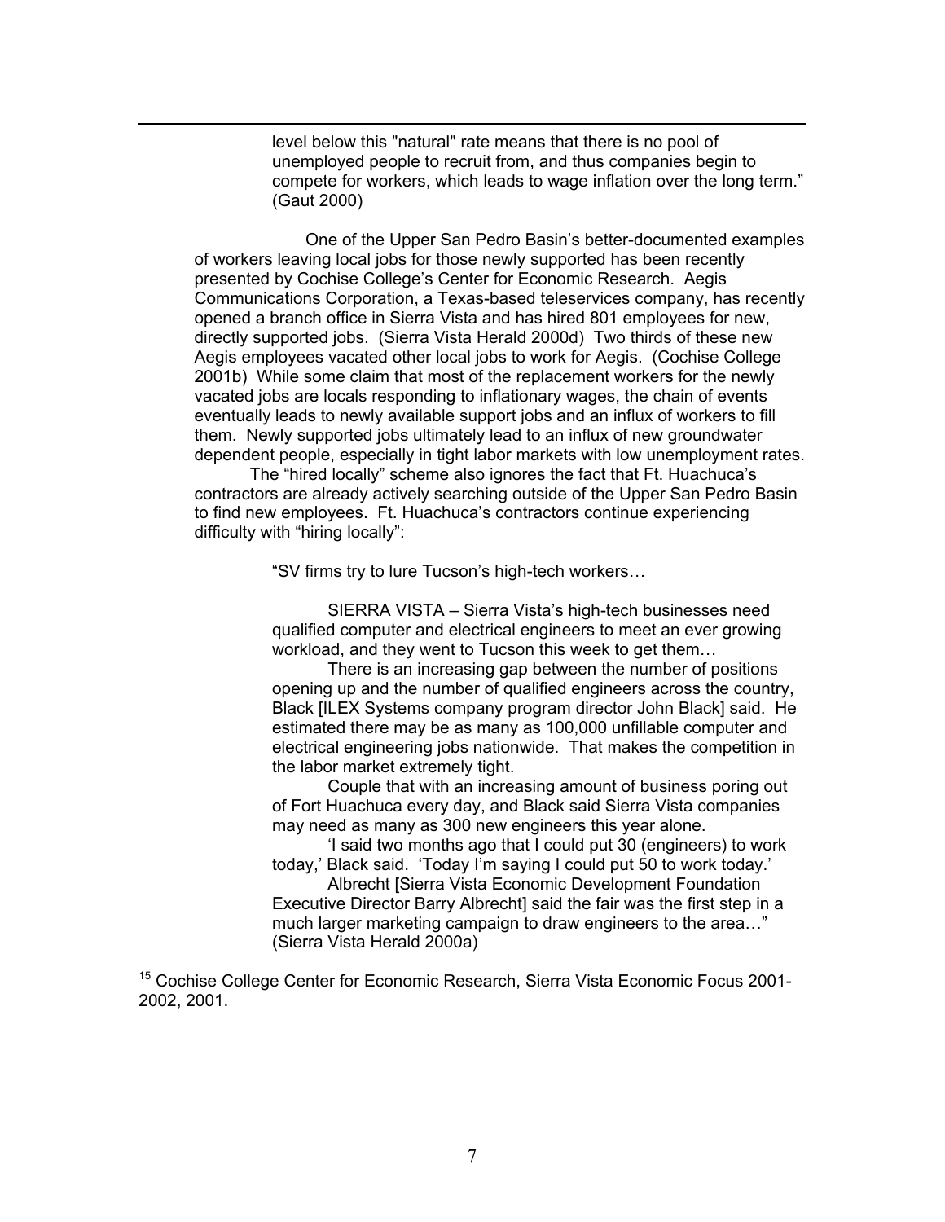level below this "natural" rate means that there is no pool of unemployed people to recruit from, and thus companies begin to compete for workers, which leads to wage inflation over the long term." (Gaut 2000)

One of the Upper San Pedro Basin's better-documented examples of workers leaving local jobs for those newly supported has been recently presented by Cochise College's Center for Economic Research. Aegis Communications Corporation, a Texas-based teleservices company, has recently opened a branch office in Sierra Vista and has hired 801 employees for new, directly supported jobs. (Sierra Vista Herald 2000d) Two thirds of these new Aegis employees vacated other local jobs to work for Aegis. (Cochise College 2001b) While some claim that most of the replacement workers for the newly vacated jobs are locals responding to inflationary wages, the chain of events eventually leads to newly available support jobs and an influx of workers to fill them. Newly supported jobs ultimately lead to an influx of new groundwater dependent people, especially in tight labor markets with low unemployment rates.

The "hired locally" scheme also ignores the fact that Ft. Huachuca's contractors are already actively searching outside of the Upper San Pedro Basin to find new employees. Ft. Huachuca's contractors continue experiencing difficulty with "hiring locally":

> "SV firms try to lure Tucson's high-tech workers…
>
> SIERRA VISTA – Sierra Vista's high-tech businesses need qualified computer and electrical engineers to meet an ever growing workload, and they went to Tucson this week to get them…
>
> There is an increasing gap between the number of positions opening up and the number of qualified engineers across the country, Black [ILEX Systems company program director John Black] said. He estimated there may be as many as 100,000 unfillable computer and electrical engineering jobs nationwide. That makes the competition in the labor market extremely tight.
>
> Couple that with an increasing amount of business poring out of Fort Huachuca every day, and Black said Sierra Vista companies may need as many as 300 new engineers this year alone.
>
> 'I said two months ago that I could put 30 (engineers) to work today,' Black said. 'Today I'm saying I could put 50 to work today.'
>
> Albrecht [Sierra Vista Economic Development Foundation Executive Director Barry Albrecht] said the fair was the first step in a much larger marketing campaign to draw engineers to the area…" (Sierra Vista Herald 2000a)

[15] Cochise College Center for Economic Research, Sierra Vista Economic Focus 2001-2002, 2001.